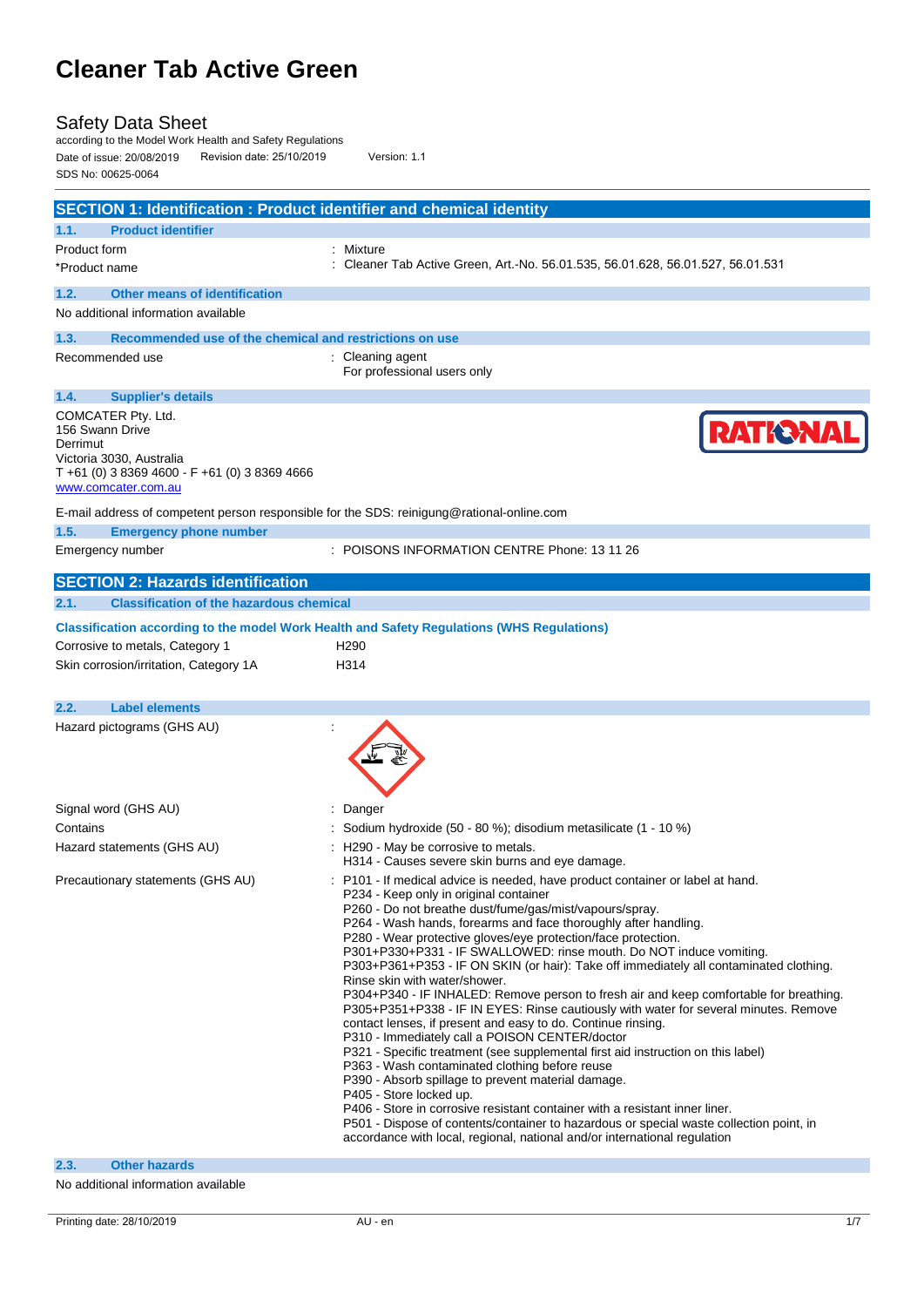# Cleaner Tab Active Green

## Safety Data Sheet

according to the Model Work Health and Safety Regulations

Date of issue: 20/08/2019 Revision date: 25/10/2019 Version: 1.1

SDS No: 00625-0064

## SECTION 1: Identification : Product identifier and chemical identity

### 1.1. Product identifier

| | |
|---|---|
| Product form | : Mixture |
| *Product name | : Cleaner Tab Active Green, Art.-No. 56.01.535, 56.01.628, 56.01.527, 56.01.531 |

### 1.2. Other means of identification

No additional information available

### 1.3. Recommended use of the chemical and restrictions on use

| | |
|---|---|
| Recommended use | : Cleaning agent<br>For professional users only |

### 1.4. Supplier's details

COMCATER Pty. Ltd.
156 Swann Drive
Derrimut
Victoria 3030, Australia
T +61 (0) 3 8369 4600 - F +61 (0) 3 8369 4666
www.comcater.com.au

RATIONAL

E-mail address of competent person responsible for the SDS: reinigung@rational-online.com

### 1.5. Emergency phone number

| | |
|---|---|
| Emergency number | : POISONS INFORMATION CENTRE Phone: 13 11 26 |

## SECTION 2: Hazards identification

### 2.1. Classification of the hazardous chemical

**Classification according to the model Work Health and Safety Regulations (WHS Regulations)**

| | |
|---|---|
| Corrosive to metals, Category 1 | H290 |
| Skin corrosion/irritation, Category 1A | H314 |

### 2.2. Label elements

Hazard pictograms (GHS AU) :

Signal word (GHS AU) : Danger

Contains : Sodium hydroxide (50 - 80 %); disodium metasilicate (1 - 10 %)

Hazard statements (GHS AU) : H290 - May be corrosive to metals.
H314 - Causes severe skin burns and eye damage.

Precautionary statements (GHS AU) : P101 - If medical advice is needed, have product container or label at hand.
P234 - Keep only in original container
P260 - Do not breathe dust/fume/gas/mist/vapours/spray.
P264 - Wash hands, forearms and face thoroughly after handling.
P280 - Wear protective gloves/eye protection/face protection.
P301+P330+P331 - IF SWALLOWED: rinse mouth. Do NOT induce vomiting.
P303+P361+P353 - IF ON SKIN (or hair): Take off immediately all contaminated clothing. Rinse skin with water/shower.
P304+P340 - IF INHALED: Remove person to fresh air and keep comfortable for breathing.
P305+P351+P338 - IF IN EYES: Rinse cautiously with water for several minutes. Remove contact lenses, if present and easy to do. Continue rinsing.
P310 - Immediately call a POISON CENTER/doctor
P321 - Specific treatment (see supplemental first aid instruction on this label)
P363 - Wash contaminated clothing before reuse
P390 - Absorb spillage to prevent material damage.
P405 - Store locked up.
P406 - Store in corrosive resistant container with a resistant inner liner.
P501 - Dispose of contents/container to hazardous or special waste collection point, in accordance with local, regional, national and/or international regulation

### 2.3. Other hazards

No additional information available

Printing date: 28/10/2019 AU - en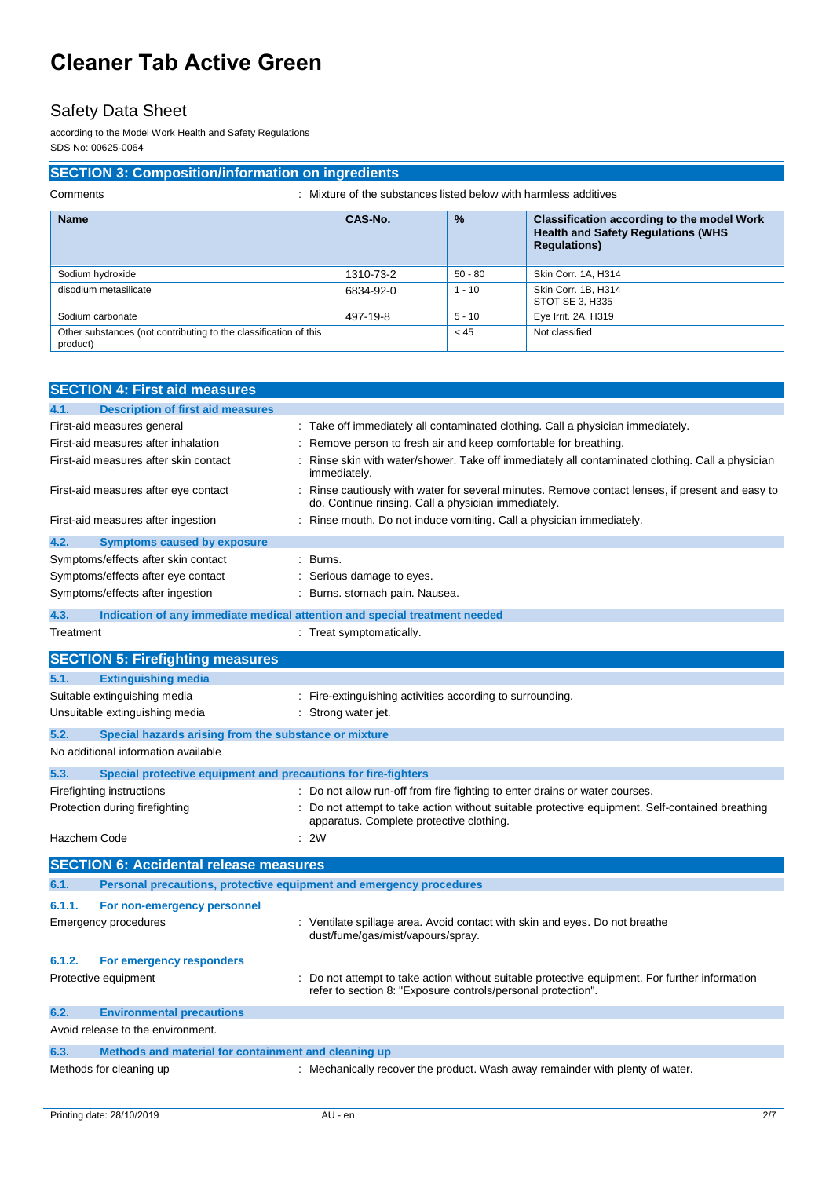## SECTION 3: Composition/information on ingredients

Comments : Mixture of the substances listed below with harmless additives

| Name | CAS-No. | % | Classification according to the model Work Health and Safety Regulations (WHS Regulations) |
|---|---|---|---|
| Sodium hydroxide | 1310-73-2 | 50 - 80 | Skin Corr. 1A, H314 |
| disodium metasilicate | 6834-92-0 | 1 - 10 | Skin Corr. 1B, H314<br>STOT SE 3, H335 |
| Sodium carbonate | 497-19-8 | 5 - 10 | Eye Irrit. 2A, H319 |
| Other substances (not contributing to the classification of this product) | | < 45 | Not classified |

## SECTION 4: First aid measures

### 4.1. Description of first aid measures

First-aid measures general : Take off immediately all contaminated clothing. Call a physician immediately.

First-aid measures after inhalation : Remove person to fresh air and keep comfortable for breathing.

First-aid measures after skin contact : Rinse skin with water/shower. Take off immediately all contaminated clothing. Call a physician immediately.

First-aid measures after eye contact : Rinse cautiously with water for several minutes. Remove contact lenses, if present and easy to do. Continue rinsing. Call a physician immediately.

First-aid measures after ingestion : Rinse mouth. Do not induce vomiting. Call a physician immediately.

### 4.2. Symptoms caused by exposure

Symptoms/effects after skin contact : Burns.

Symptoms/effects after eye contact : Serious damage to eyes.

Symptoms/effects after ingestion : Burns. stomach pain. Nausea.

### 4.3. Indication of any immediate medical attention and special treatment needed

Treatment : Treat symptomatically.

## SECTION 5: Firefighting measures

### 5.1. Extinguishing media

Suitable extinguishing media : Fire-extinguishing activities according to surrounding.

Unsuitable extinguishing media : Strong water jet.

### 5.2. Special hazards arising from the substance or mixture

No additional information available

### 5.3. Special protective equipment and precautions for fire-fighters

Firefighting instructions : Do not allow run-off from fire fighting to enter drains or water courses.

Protection during firefighting : Do not attempt to take action without suitable protective equipment. Self-contained breathing apparatus. Complete protective clothing.

Hazchem Code : 2W

## SECTION 6: Accidental release measures

### 6.1. Personal precautions, protective equipment and emergency procedures

#### 6.1.1. For non-emergency personnel

Emergency procedures : Ventilate spillage area. Avoid contact with skin and eyes. Do not breathe dust/fume/gas/mist/vapours/spray.

#### 6.1.2. For emergency responders

Protective equipment : Do not attempt to take action without suitable protective equipment. For further information refer to section 8: "Exposure controls/personal protection".

### 6.2. Environmental precautions

Avoid release to the environment.

### 6.3. Methods and material for containment and cleaning up

Methods for cleaning up : Mechanically recover the product. Wash away remainder with plenty of water.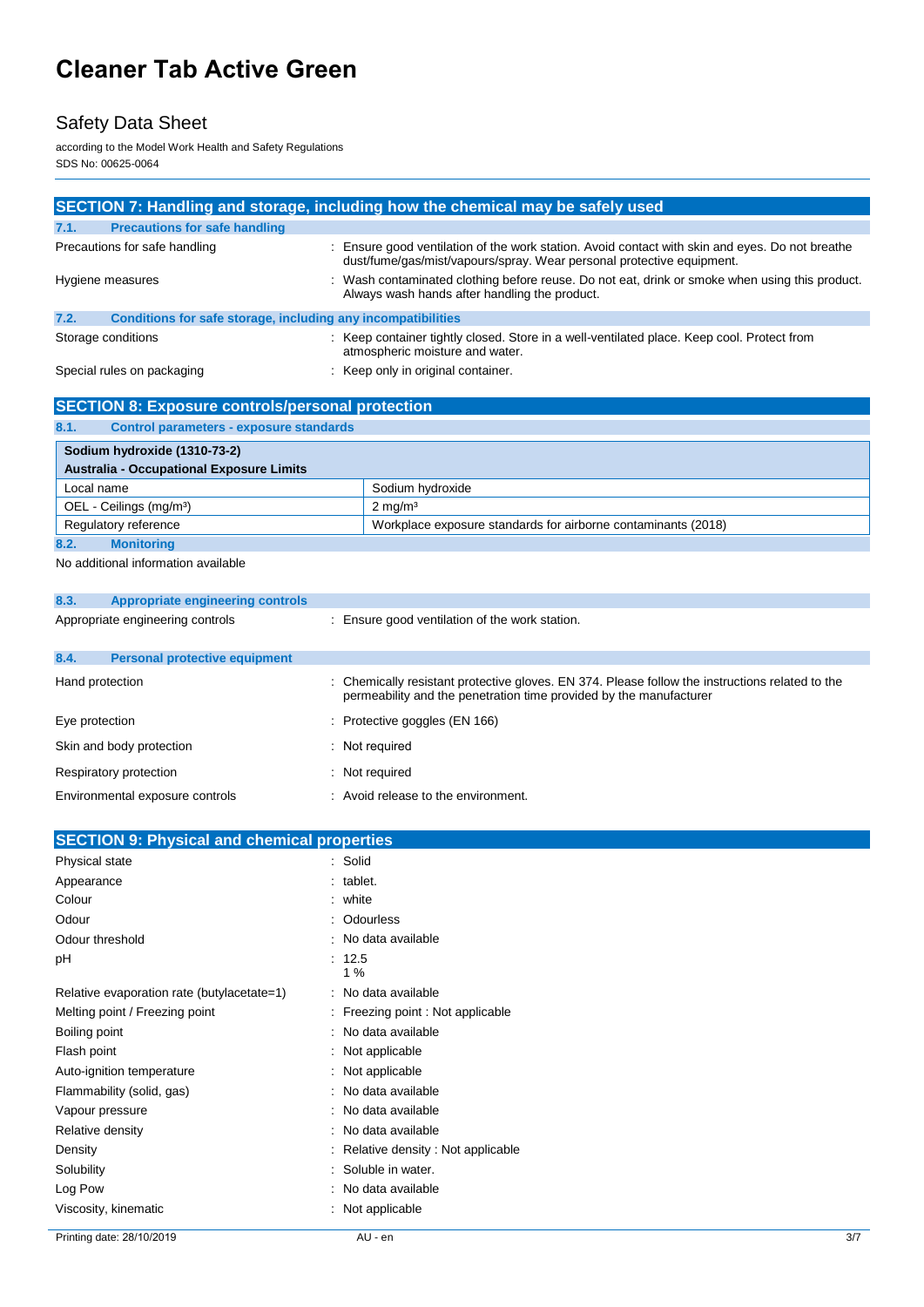# Cleaner Tab Active Green

## Safety Data Sheet

according to the Model Work Health and Safety Regulations
SDS No: 00625-0064

## SECTION 7: Handling and storage, including how the chemical may be safely used

### 7.1. Precautions for safe handling

| | |
|---|---|
| Precautions for safe handling | : Ensure good ventilation of the work station. Avoid contact with skin and eyes. Do not breathe dust/fume/gas/mist/vapours/spray. Wear personal protective equipment. |
| Hygiene measures | : Wash contaminated clothing before reuse. Do not eat, drink or smoke when using this product. Always wash hands after handling the product. |

### 7.2. Conditions for safe storage, including any incompatibilities

| | |
|---|---|
| Storage conditions | : Keep container tightly closed. Store in a well-ventilated place. Keep cool. Protect from atmospheric moisture and water. |
| Special rules on packaging | : Keep only in original container. |

## SECTION 8: Exposure controls/personal protection

### 8.1. Control parameters - exposure standards

| Sodium hydroxide (1310-73-2) | |
|---|---|
| **Australia - Occupational Exposure Limits** | |
| Local name | Sodium hydroxide |
| OEL - Ceilings (mg/m³) | 2 mg/m³ |
| Regulatory reference | Workplace exposure standards for airborne contaminants (2018) |

### 8.2. Monitoring

No additional information available

### 8.3. Appropriate engineering controls

| | |
|---|---|
| Appropriate engineering controls | : Ensure good ventilation of the work station. |

### 8.4. Personal protective equipment

| | |
|---|---|
| Hand protection | : Chemically resistant protective gloves. EN 374. Please follow the instructions related to the permeability and the penetration time provided by the manufacturer |
| Eye protection | : Protective goggles (EN 166) |
| Skin and body protection | : Not required |
| Respiratory protection | : Not required |
| Environmental exposure controls | : Avoid release to the environment. |

## SECTION 9: Physical and chemical properties

| | |
|---|---|
| Physical state | : Solid |
| Appearance | : tablet. |
| Colour | : white |
| Odour | : Odourless |
| Odour threshold | : No data available |
| pH | : 12.5<br>1 % |
| Relative evaporation rate (butylacetate=1) | : No data available |
| Melting point / Freezing point | : Freezing point : Not applicable |
| Boiling point | : No data available |
| Flash point | : Not applicable |
| Auto-ignition temperature | : Not applicable |
| Flammability (solid, gas) | : No data available |
| Vapour pressure | : No data available |
| Relative density | : No data available |
| Density | : Relative density : Not applicable |
| Solubility | : Soluble in water. |
| Log Pow | : No data available |
| Viscosity, kinematic | : Not applicable |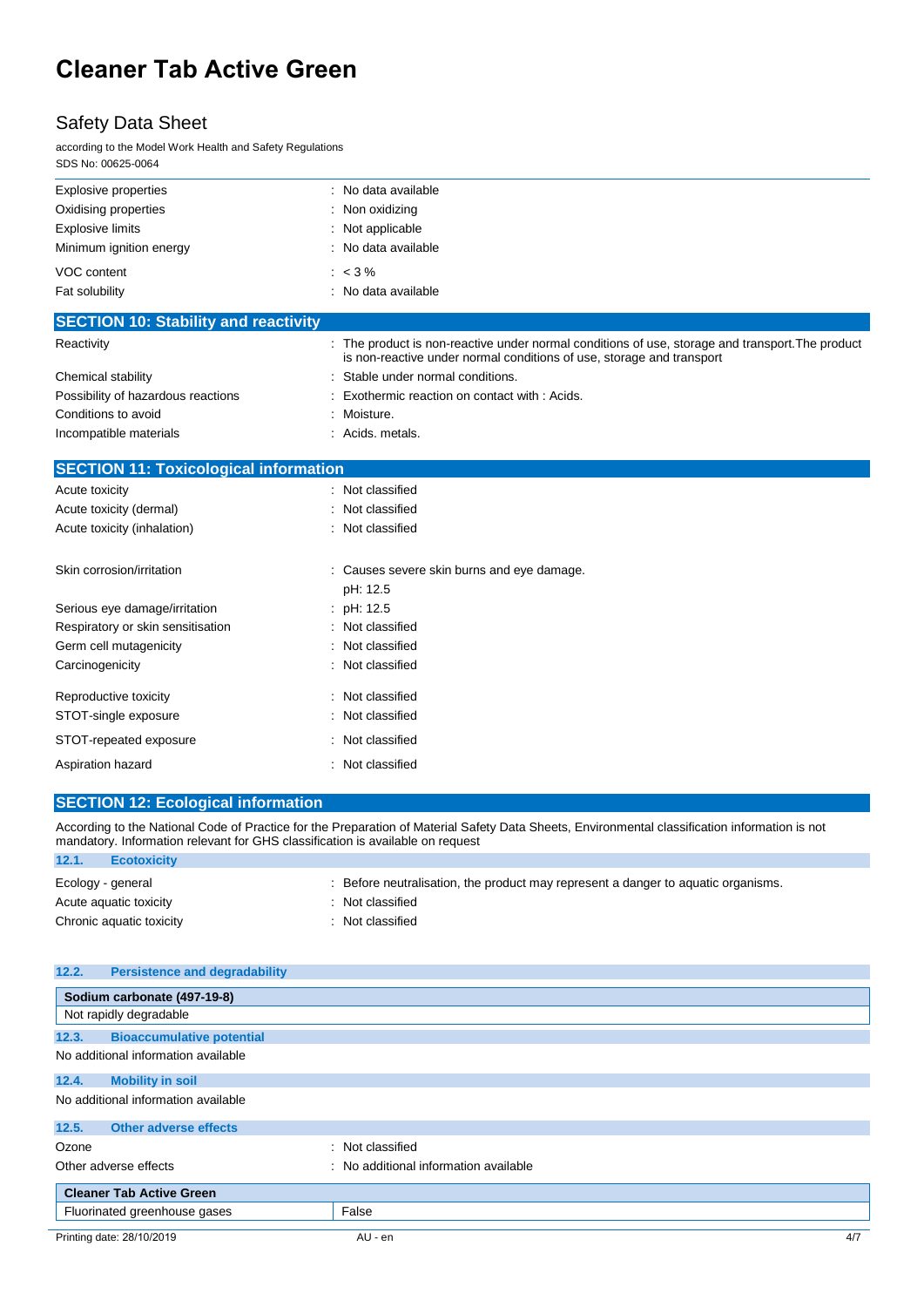| | |
|---|---|
| Explosive properties | : No data available |
| Oxidising properties | : Non oxidizing |
| Explosive limits | : Not applicable |
| Minimum ignition energy | : No data available |
| VOC content | : < 3 % |
| Fat solubility | : No data available |

## SECTION 10: Stability and reactivity

| | |
|---|---|
| Reactivity | : The product is non-reactive under normal conditions of use, storage and transport.The product is non-reactive under normal conditions of use, storage and transport |
| Chemical stability | : Stable under normal conditions. |
| Possibility of hazardous reactions | : Exothermic reaction on contact with : Acids. |
| Conditions to avoid | : Moisture. |
| Incompatible materials | : Acids. metals. |

## SECTION 11: Toxicological information

| | |
|---|---|
| Acute toxicity | : Not classified |
| Acute toxicity (dermal) | : Not classified |
| Acute toxicity (inhalation) | : Not classified |
| Skin corrosion/irritation | : Causes severe skin burns and eye damage. pH: 12.5 |
| Serious eye damage/irritation | : pH: 12.5 |
| Respiratory or skin sensitisation | : Not classified |
| Germ cell mutagenicity | : Not classified |
| Carcinogenicity | : Not classified |
| Reproductive toxicity | : Not classified |
| STOT-single exposure | : Not classified |
| STOT-repeated exposure | : Not classified |
| Aspiration hazard | : Not classified |

## SECTION 12: Ecological information

According to the National Code of Practice for the Preparation of Material Safety Data Sheets, Environmental classification information is not mandatory. Information relevant for GHS classification is available on request

### 12.1. Ecotoxicity

| | |
|---|---|
| Ecology - general | : Before neutralisation, the product may represent a danger to aquatic organisms. |
| Acute aquatic toxicity | : Not classified |
| Chronic aquatic toxicity | : Not classified |

### 12.2. Persistence and degradability

| Sodium carbonate (497-19-8) |
|---|
| Not rapidly degradable |

### 12.3. Bioaccumulative potential

No additional information available

### 12.4. Mobility in soil

No additional information available

### 12.5. Other adverse effects

| | |
|---|---|
| Ozone | : Not classified |
| Other adverse effects | : No additional information available |

| Cleaner Tab Active Green | |
|---|---|
| Fluorinated greenhouse gases | False |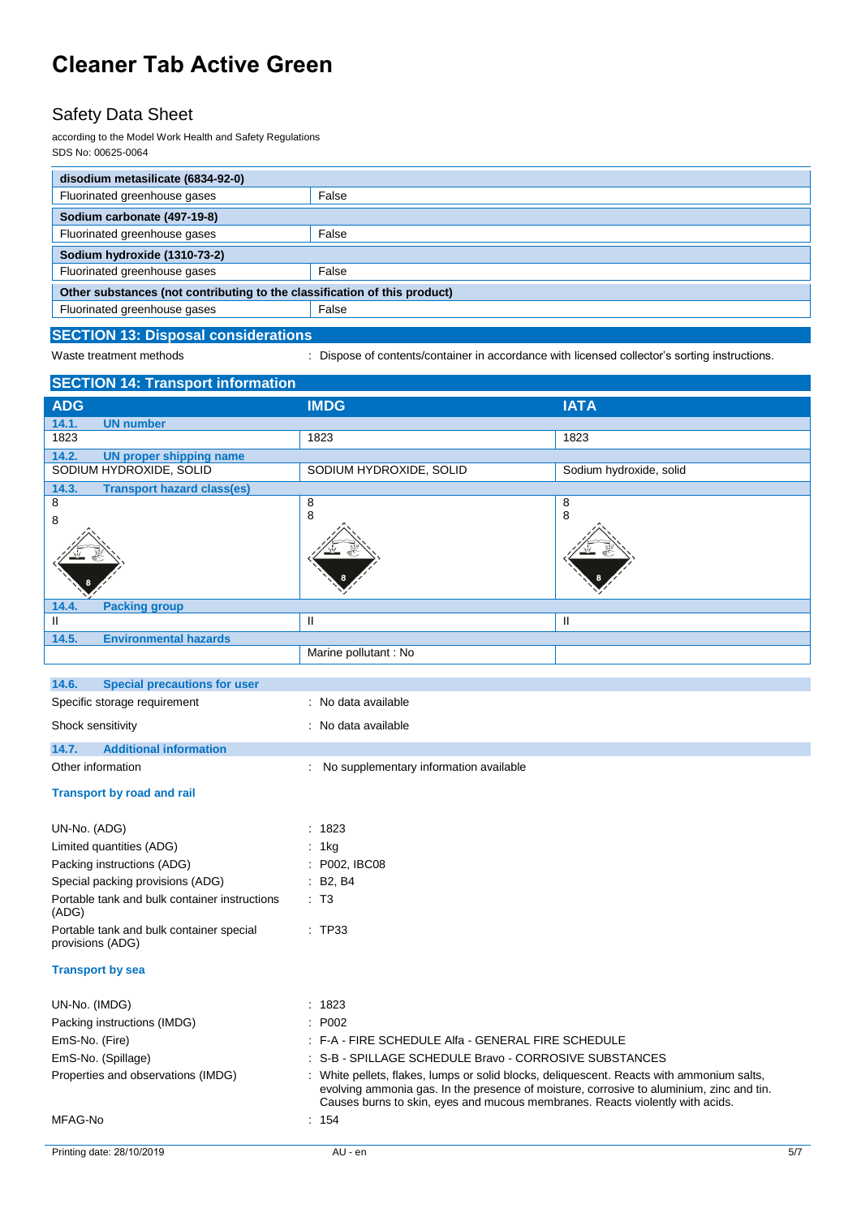| disodium metasilicate (6834-92-0) | |
|---|---|
| Fluorinated greenhouse gases | False |
| **Sodium carbonate (497-19-8)** | |
| Fluorinated greenhouse gases | False |
| **Sodium hydroxide (1310-73-2)** | |
| Fluorinated greenhouse gases | False |
| **Other substances (not contributing to the classification of this product)** | |
| Fluorinated greenhouse gases | False |

## SECTION 13: Disposal considerations

Waste treatment methods : Dispose of contents/container in accordance with licensed collector's sorting instructions.

## SECTION 14: Transport information

| ADG | IMDG | IATA |
|---|---|---|
| **14.1. UN number** | | |
| 1823 | 1823 | 1823 |
| **14.2. UN proper shipping name** | | |
| SODIUM HYDROXIDE, SOLID | SODIUM HYDROXIDE, SOLID | Sodium hydroxide, solid |
| **14.3. Transport hazard class(es)** | | |
| 8<br>8 | 8<br>8 | 8<br>8 |
| **14.4. Packing group** | | |
| II | II | II |
| **14.5. Environmental hazards** | | |
| | Marine pollutant : No | |

### 14.6. Special precautions for user

Specific storage requirement : No data available

Shock sensitivity : No data available

### 14.7. Additional information

Other information : No supplementary information available

**Transport by road and rail**

UN-No. (ADG) : 1823

Limited quantities (ADG) : 1kg

Packing instructions (ADG) : P002, IBC08

Special packing provisions (ADG) : B2, B4

Portable tank and bulk container instructions (ADG) : T3

Portable tank and bulk container special provisions (ADG) : TP33

**Transport by sea**

UN-No. (IMDG) : 1823

Packing instructions (IMDG) : P002

EmS-No. (Fire) : F-A - FIRE SCHEDULE Alfa - GENERAL FIRE SCHEDULE

EmS-No. (Spillage) : S-B - SPILLAGE SCHEDULE Bravo - CORROSIVE SUBSTANCES

Properties and observations (IMDG) : White pellets, flakes, lumps or solid blocks, deliquescent. Reacts with ammonium salts, evolving ammonia gas. In the presence of moisture, corrosive to aluminium, zinc and tin. Causes burns to skin, eyes and mucous membranes. Reacts violently with acids.

MFAG-No : 154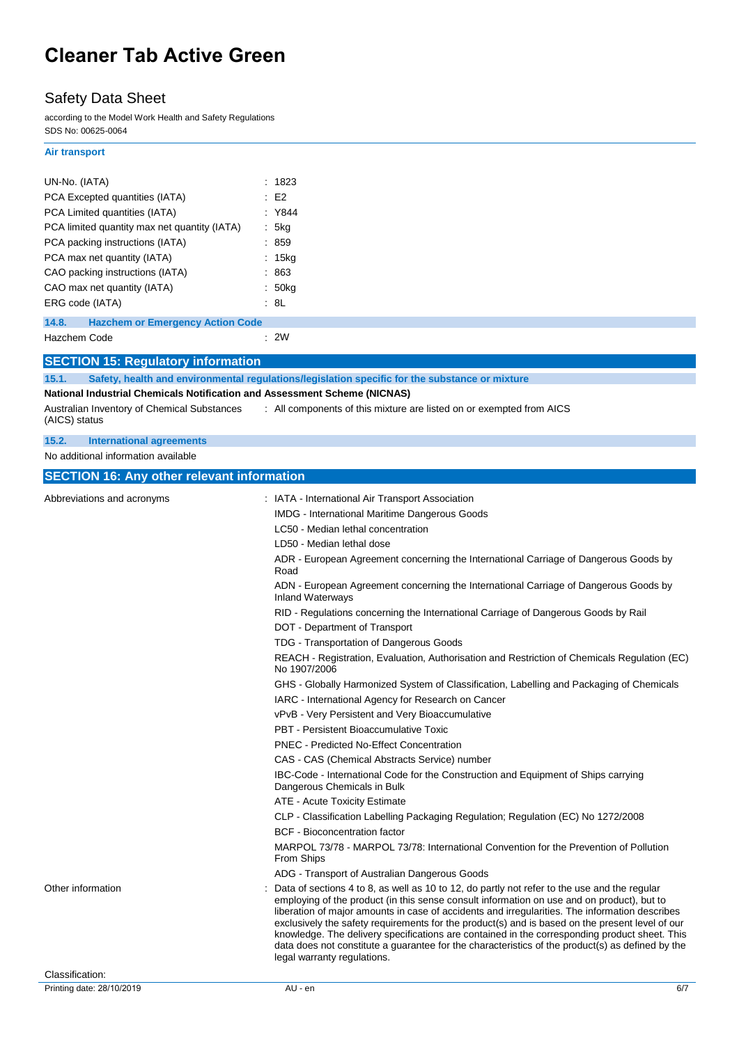#### Air transport

| | |
|---|---|
| UN-No. (IATA) | : 1823 |
| PCA Excepted quantities (IATA) | : E2 |
| PCA Limited quantities (IATA) | : Y844 |
| PCA limited quantity max net quantity (IATA) | : 5kg |
| PCA packing instructions (IATA) | : 859 |
| PCA max net quantity (IATA) | : 15kg |
| CAO packing instructions (IATA) | : 863 |
| CAO max net quantity (IATA) | : 50kg |
| ERG code (IATA) | : 8L |

### 14.8. Hazchem or Emergency Action Code

Hazchem Code : 2W

## SECTION 15: Regulatory information

### 15.1. Safety, health and environmental regulations/legislation specific for the substance or mixture

**National Industrial Chemicals Notification and Assessment Scheme (NICNAS)**

Australian Inventory of Chemical Substances (AICS) status : All components of this mixture are listed on or exempted from AICS

### 15.2. International agreements

No additional information available

## SECTION 16: Any other relevant information

Abbreviations and acronyms :

- IATA - International Air Transport Association
- IMDG - International Maritime Dangerous Goods
- LC50 - Median lethal concentration
- LD50 - Median lethal dose
- ADR - European Agreement concerning the International Carriage of Dangerous Goods by Road
- ADN - European Agreement concerning the International Carriage of Dangerous Goods by Inland Waterways
- RID - Regulations concerning the International Carriage of Dangerous Goods by Rail
- DOT - Department of Transport
- TDG - Transportation of Dangerous Goods
- REACH - Registration, Evaluation, Authorisation and Restriction of Chemicals Regulation (EC) No 1907/2006
- GHS - Globally Harmonized System of Classification, Labelling and Packaging of Chemicals
- IARC - International Agency for Research on Cancer
- vPvB - Very Persistent and Very Bioaccumulative
- PBT - Persistent Bioaccumulative Toxic
- PNEC - Predicted No-Effect Concentration
- CAS - CAS (Chemical Abstracts Service) number
- IBC-Code - International Code for the Construction and Equipment of Ships carrying Dangerous Chemicals in Bulk
- ATE - Acute Toxicity Estimate
- CLP - Classification Labelling Packaging Regulation; Regulation (EC) No 1272/2008
- BCF - Bioconcentration factor
- MARPOL 73/78 - MARPOL 73/78: International Convention for the Prevention of Pollution From Ships
- ADG - Transport of Australian Dangerous Goods

Other information : Data of sections 4 to 8, as well as 10 to 12, do partly not refer to the use and the regular employing of the product (in this sense consult information on use and on product), but to liberation of major amounts in case of accidents and irregularities. The information describes exclusively the safety requirements for the product(s) and is based on the present level of our knowledge. The delivery specifications are contained in the corresponding product sheet. This data does not constitute a guarantee for the characteristics of the product(s) as defined by the legal warranty regulations.

Classification: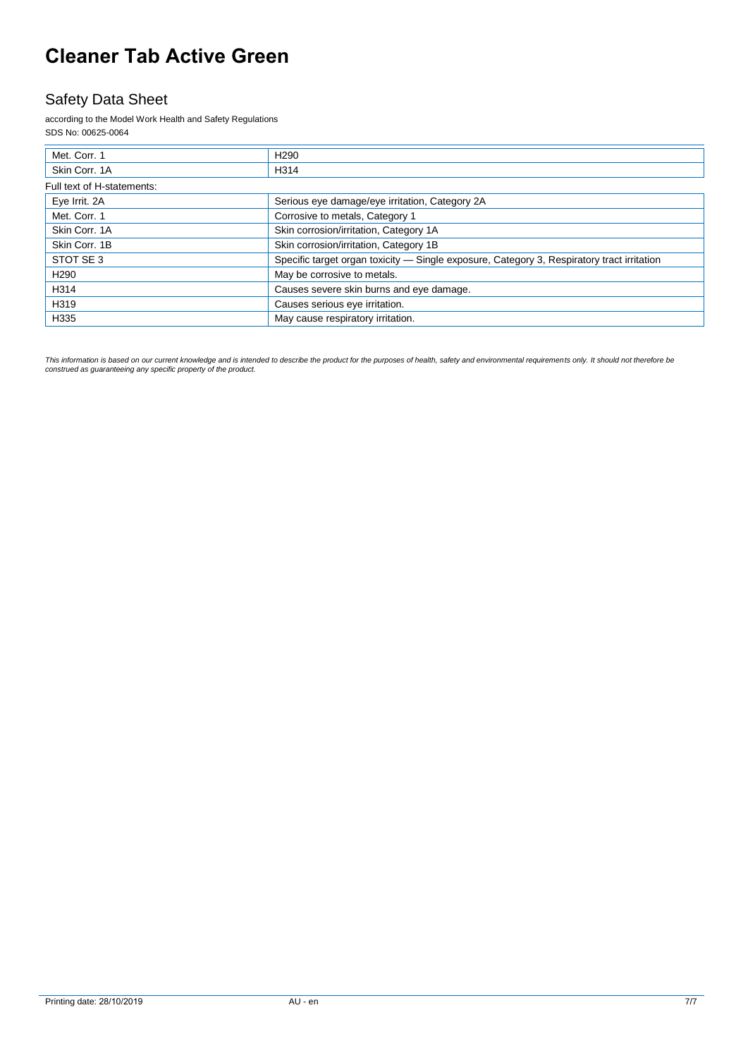| | |
|---|---|
| Met. Corr. 1 | H290 |
| Skin Corr. 1A | H314 |

Full text of H-statements:

| | |
|---|---|
| Eye Irrit. 2A | Serious eye damage/eye irritation, Category 2A |
| Met. Corr. 1 | Corrosive to metals, Category 1 |
| Skin Corr. 1A | Skin corrosion/irritation, Category 1A |
| Skin Corr. 1B | Skin corrosion/irritation, Category 1B |
| STOT SE 3 | Specific target organ toxicity — Single exposure, Category 3, Respiratory tract irritation |
| H290 | May be corrosive to metals. |
| H314 | Causes severe skin burns and eye damage. |
| H319 | Causes serious eye irritation. |
| H335 | May cause respiratory irritation. |

*This information is based on our current knowledge and is intended to describe the product for the purposes of health, safety and environmental requirements only. It should not therefore be construed as guaranteeing any specific property of the product.*